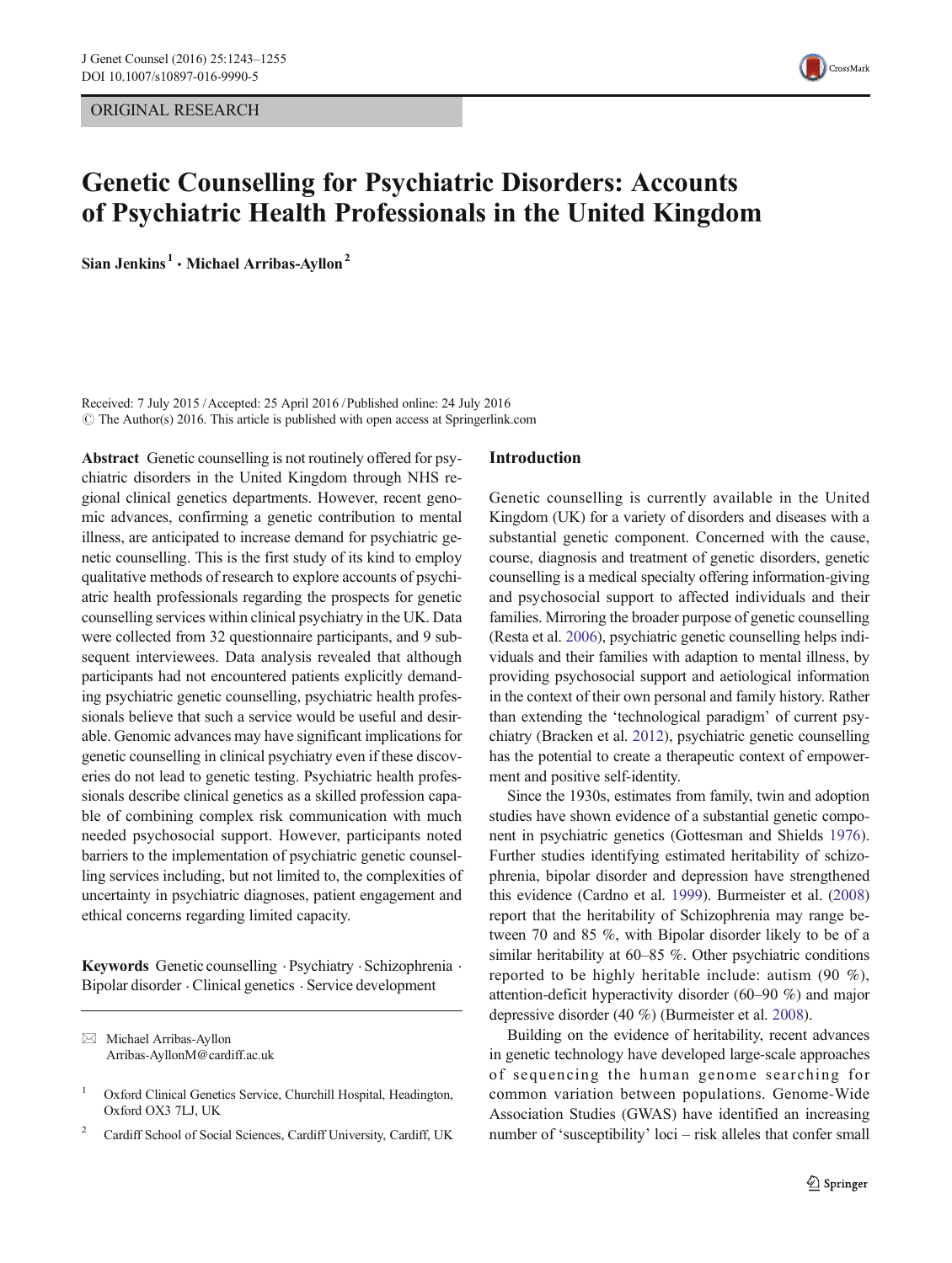ORIGINAL RESEARCH

# Genetic Counselling for Psychiatric Disorders: Accounts of Psychiatric Health Professionals in the United Kingdom

**Sian Jenkins**[1] · **Michael Arribas-Ayllon**[2]

Received: 7 July 2015 / Accepted: 25 April 2016 / Published online: 24 July 2016
© The Author(s) 2016. This article is published with open access at Springerlink.com

**Abstract** Genetic counselling is not routinely offered for psychiatric disorders in the United Kingdom through NHS regional clinical genetics departments. However, recent genomic advances, confirming a genetic contribution to mental illness, are anticipated to increase demand for psychiatric genetic counselling. This is the first study of its kind to employ qualitative methods of research to explore accounts of psychiatric health professionals regarding the prospects for genetic counselling services within clinical psychiatry in the UK. Data were collected from 32 questionnaire participants, and 9 subsequent interviewees. Data analysis revealed that although participants had not encountered patients explicitly demanding psychiatric genetic counselling, psychiatric health professionals believe that such a service would be useful and desirable. Genomic advances may have significant implications for genetic counselling in clinical psychiatry even if these discoveries do not lead to genetic testing. Psychiatric health professionals describe clinical genetics as a skilled profession capable of combining complex risk communication with much needed psychosocial support. However, participants noted barriers to the implementation of psychiatric genetic counselling services including, but not limited to, the complexities of uncertainty in psychiatric diagnoses, patient engagement and ethical concerns regarding limited capacity.

**Keywords** Genetic counselling · Psychiatry · Schizophrenia · Bipolar disorder · Clinical genetics · Service development

✉ Michael Arribas-Ayllon
Arribas-AyllonM@cardiff.ac.uk

[1] Oxford Clinical Genetics Service, Churchill Hospital, Headington, Oxford OX3 7LJ, UK

[2] Cardiff School of Social Sciences, Cardiff University, Cardiff, UK

## Introduction

Genetic counselling is currently available in the United Kingdom (UK) for a variety of disorders and diseases with a substantial genetic component. Concerned with the cause, course, diagnosis and treatment of genetic disorders, genetic counselling is a medical specialty offering information-giving and psychosocial support to affected individuals and their families. Mirroring the broader purpose of genetic counselling (Resta et al. 2006), psychiatric genetic counselling helps individuals and their families with adaption to mental illness, by providing psychosocial support and aetiological information in the context of their own personal and family history. Rather than extending the 'technological paradigm' of current psychiatry (Bracken et al. 2012), psychiatric genetic counselling has the potential to create a therapeutic context of empowerment and positive self-identity.

Since the 1930s, estimates from family, twin and adoption studies have shown evidence of a substantial genetic component in psychiatric genetics (Gottesman and Shields 1976). Further studies identifying estimated heritability of schizophrenia, bipolar disorder and depression have strengthened this evidence (Cardno et al. 1999). Burmeister et al. (2008) report that the heritability of Schizophrenia may range between 70 and 85 %, with Bipolar disorder likely to be of a similar heritability at 60–85 %. Other psychiatric conditions reported to be highly heritable include: autism (90 %), attention-deficit hyperactivity disorder (60–90 %) and major depressive disorder (40 %) (Burmeister et al. 2008).

Building on the evidence of heritability, recent advances in genetic technology have developed large-scale approaches of sequencing the human genome searching for common variation between populations. Genome-Wide Association Studies (GWAS) have identified an increasing number of 'susceptibility' loci – risk alleles that confer small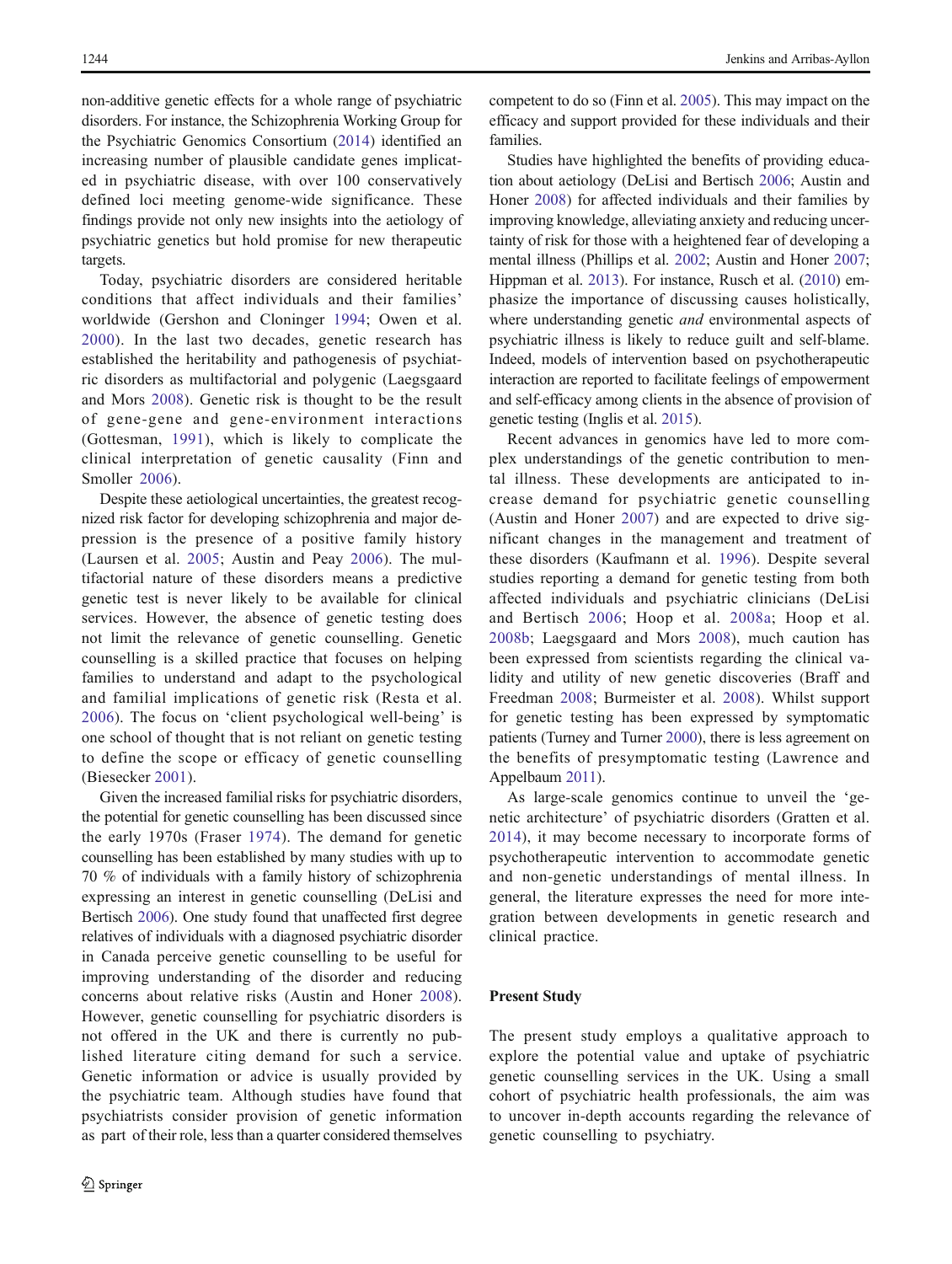non-additive genetic effects for a whole range of psychiatric disorders. For instance, the Schizophrenia Working Group for the Psychiatric Genomics Consortium (2014) identified an increasing number of plausible candidate genes implicated in psychiatric disease, with over 100 conservatively defined loci meeting genome-wide significance. These findings provide not only new insights into the aetiology of psychiatric genetics but hold promise for new therapeutic targets.

Today, psychiatric disorders are considered heritable conditions that affect individuals and their families' worldwide (Gershon and Cloninger 1994; Owen et al. 2000). In the last two decades, genetic research has established the heritability and pathogenesis of psychiatric disorders as multifactorial and polygenic (Laegsgaard and Mors 2008). Genetic risk is thought to be the result of gene-gene and gene-environment interactions (Gottesman, 1991), which is likely to complicate the clinical interpretation of genetic causality (Finn and Smoller 2006).

Despite these aetiological uncertainties, the greatest recognized risk factor for developing schizophrenia and major depression is the presence of a positive family history (Laursen et al. 2005; Austin and Peay 2006). The multifactorial nature of these disorders means a predictive genetic test is never likely to be available for clinical services. However, the absence of genetic testing does not limit the relevance of genetic counselling. Genetic counselling is a skilled practice that focuses on helping families to understand and adapt to the psychological and familial implications of genetic risk (Resta et al. 2006). The focus on 'client psychological well-being' is one school of thought that is not reliant on genetic testing to define the scope or efficacy of genetic counselling (Biesecker 2001).

Given the increased familial risks for psychiatric disorders, the potential for genetic counselling has been discussed since the early 1970s (Fraser 1974). The demand for genetic counselling has been established by many studies with up to 70 % of individuals with a family history of schizophrenia expressing an interest in genetic counselling (DeLisi and Bertisch 2006). One study found that unaffected first degree relatives of individuals with a diagnosed psychiatric disorder in Canada perceive genetic counselling to be useful for improving understanding of the disorder and reducing concerns about relative risks (Austin and Honer 2008). However, genetic counselling for psychiatric disorders is not offered in the UK and there is currently no published literature citing demand for such a service. Genetic information or advice is usually provided by the psychiatric team. Although studies have found that psychiatrists consider provision of genetic information as part of their role, less than a quarter considered themselves competent to do so (Finn et al. 2005). This may impact on the efficacy and support provided for these individuals and their families.

Studies have highlighted the benefits of providing education about aetiology (DeLisi and Bertisch 2006; Austin and Honer 2008) for affected individuals and their families by improving knowledge, alleviating anxiety and reducing uncertainty of risk for those with a heightened fear of developing a mental illness (Phillips et al. 2002; Austin and Honer 2007; Hippman et al. 2013). For instance, Rusch et al. (2010) emphasize the importance of discussing causes holistically, where understanding genetic *and* environmental aspects of psychiatric illness is likely to reduce guilt and self-blame. Indeed, models of intervention based on psychotherapeutic interaction are reported to facilitate feelings of empowerment and self-efficacy among clients in the absence of provision of genetic testing (Inglis et al. 2015).

Recent advances in genomics have led to more complex understandings of the genetic contribution to mental illness. These developments are anticipated to increase demand for psychiatric genetic counselling (Austin and Honer 2007) and are expected to drive significant changes in the management and treatment of these disorders (Kaufmann et al. 1996). Despite several studies reporting a demand for genetic testing from both affected individuals and psychiatric clinicians (DeLisi and Bertisch 2006; Hoop et al. 2008a; Hoop et al. 2008b; Laegsgaard and Mors 2008), much caution has been expressed from scientists regarding the clinical validity and utility of new genetic discoveries (Braff and Freedman 2008; Burmeister et al. 2008). Whilst support for genetic testing has been expressed by symptomatic patients (Turney and Turner 2000), there is less agreement on the benefits of presymptomatic testing (Lawrence and Appelbaum 2011).

As large-scale genomics continue to unveil the 'genetic architecture' of psychiatric disorders (Gratten et al. 2014), it may become necessary to incorporate forms of psychotherapeutic intervention to accommodate genetic and non-genetic understandings of mental illness. In general, the literature expresses the need for more integration between developments in genetic research and clinical practice.

## Present Study

The present study employs a qualitative approach to explore the potential value and uptake of psychiatric genetic counselling services in the UK. Using a small cohort of psychiatric health professionals, the aim was to uncover in-depth accounts regarding the relevance of genetic counselling to psychiatry.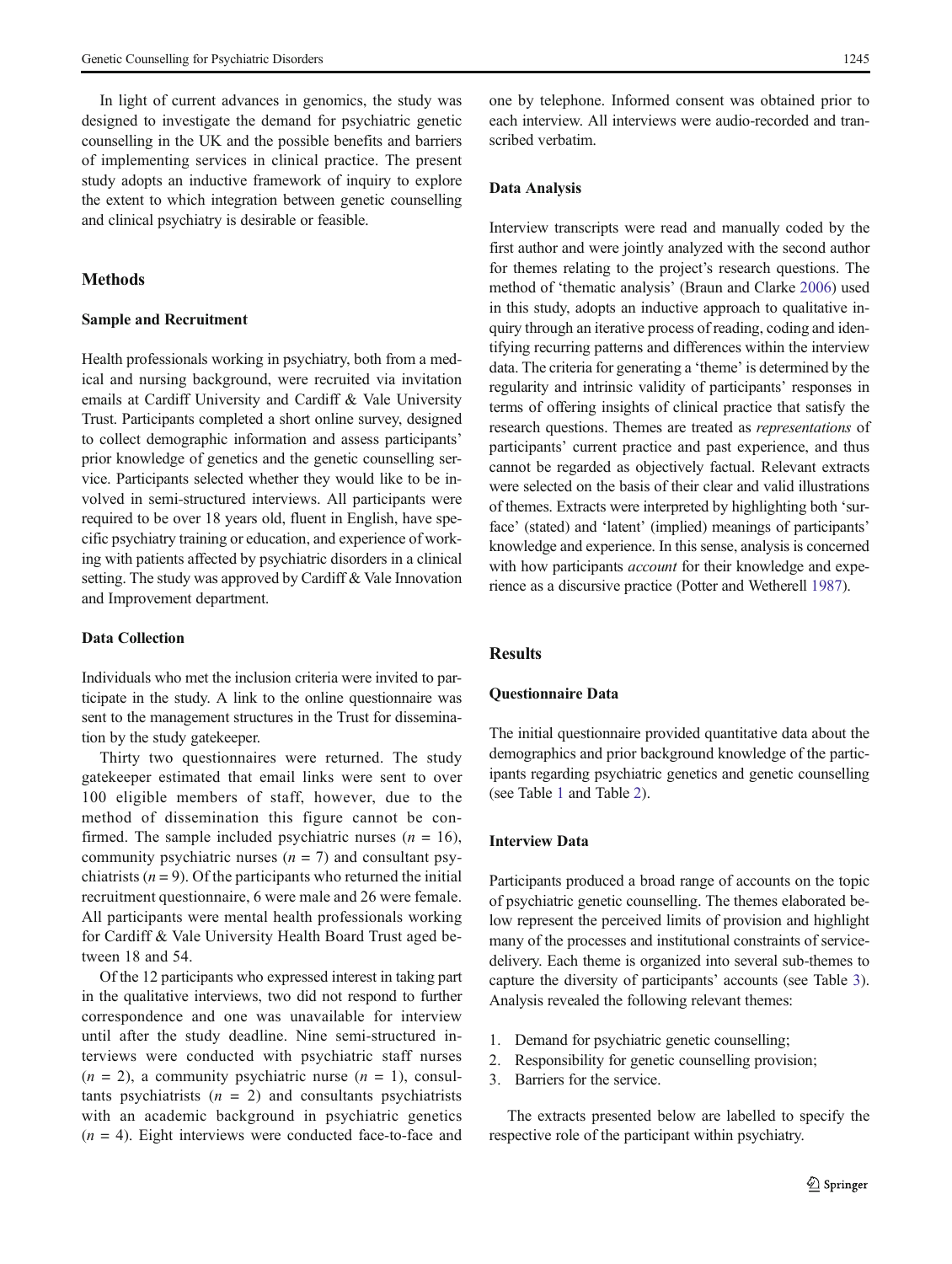In light of current advances in genomics, the study was designed to investigate the demand for psychiatric genetic counselling in the UK and the possible benefits and barriers of implementing services in clinical practice. The present study adopts an inductive framework of inquiry to explore the extent to which integration between genetic counselling and clinical psychiatry is desirable or feasible.

## Methods

### Sample and Recruitment

Health professionals working in psychiatry, both from a medical and nursing background, were recruited via invitation emails at Cardiff University and Cardiff & Vale University Trust. Participants completed a short online survey, designed to collect demographic information and assess participants' prior knowledge of genetics and the genetic counselling service. Participants selected whether they would like to be involved in semi-structured interviews. All participants were required to be over 18 years old, fluent in English, have specific psychiatry training or education, and experience of working with patients affected by psychiatric disorders in a clinical setting. The study was approved by Cardiff & Vale Innovation and Improvement department.

### Data Collection

Individuals who met the inclusion criteria were invited to participate in the study. A link to the online questionnaire was sent to the management structures in the Trust for dissemination by the study gatekeeper.

Thirty two questionnaires were returned. The study gatekeeper estimated that email links were sent to over 100 eligible members of staff, however, due to the method of dissemination this figure cannot be confirmed. The sample included psychiatric nurses ($n$ = 16), community psychiatric nurses ($n$ = 7) and consultant psychiatrists ($n$ = 9). Of the participants who returned the initial recruitment questionnaire, 6 were male and 26 were female. All participants were mental health professionals working for Cardiff & Vale University Health Board Trust aged between 18 and 54.

Of the 12 participants who expressed interest in taking part in the qualitative interviews, two did not respond to further correspondence and one was unavailable for interview until after the study deadline. Nine semi-structured interviews were conducted with psychiatric staff nurses ($n$ = 2), a community psychiatric nurse ($n$ = 1), consultants psychiatrists ($n$ = 2) and consultants psychiatrists with an academic background in psychiatric genetics ($n$ = 4). Eight interviews were conducted face-to-face and one by telephone. Informed consent was obtained prior to each interview. All interviews were audio-recorded and transcribed verbatim.

### Data Analysis

Interview transcripts were read and manually coded by the first author and were jointly analyzed with the second author for themes relating to the project's research questions. The method of 'thematic analysis' (Braun and Clarke 2006) used in this study, adopts an inductive approach to qualitative inquiry through an iterative process of reading, coding and identifying recurring patterns and differences within the interview data. The criteria for generating a 'theme' is determined by the regularity and intrinsic validity of participants' responses in terms of offering insights of clinical practice that satisfy the research questions. Themes are treated as *representations* of participants' current practice and past experience, and thus cannot be regarded as objectively factual. Relevant extracts were selected on the basis of their clear and valid illustrations of themes. Extracts were interpreted by highlighting both 'surface' (stated) and 'latent' (implied) meanings of participants' knowledge and experience. In this sense, analysis is concerned with how participants *account* for their knowledge and experience as a discursive practice (Potter and Wetherell 1987).

## Results

### Questionnaire Data

The initial questionnaire provided quantitative data about the demographics and prior background knowledge of the participants regarding psychiatric genetics and genetic counselling (see Table 1 and Table 2).

### Interview Data

Participants produced a broad range of accounts on the topic of psychiatric genetic counselling. The themes elaborated below represent the perceived limits of provision and highlight many of the processes and institutional constraints of service-delivery. Each theme is organized into several sub-themes to capture the diversity of participants' accounts (see Table 3). Analysis revealed the following relevant themes:

1. Demand for psychiatric genetic counselling;
2. Responsibility for genetic counselling provision;
3. Barriers for the service.

The extracts presented below are labelled to specify the respective role of the participant within psychiatry.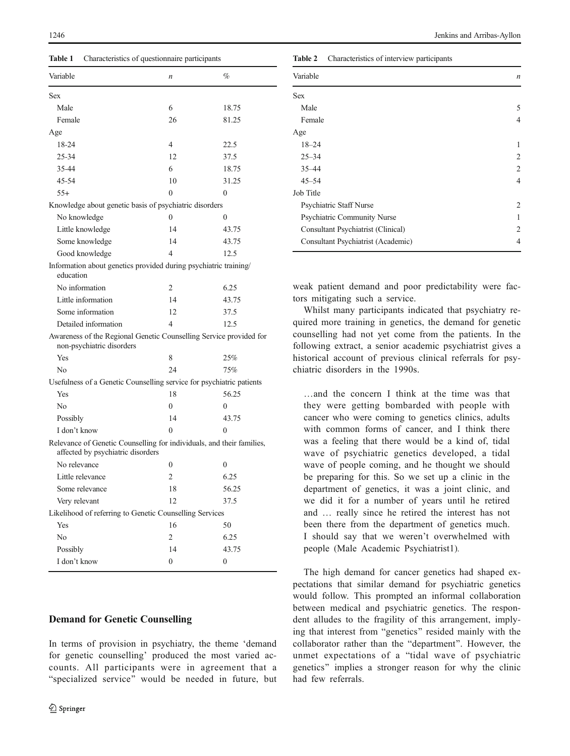**Table 1** Characteristics of questionnaire participants

| Variable | *n* | % |
|---|---|---|
| Sex | | |
| Male | 6 | 18.75 |
| Female | 26 | 81.25 |
| Age | | |
| 18-24 | 4 | 22.5 |
| 25-34 | 12 | 37.5 |
| 35-44 | 6 | 18.75 |
| 45-54 | 10 | 31.25 |
| 55+ | 0 | 0 |
| Knowledge about genetic basis of psychiatric disorders | | |
| No knowledge | 0 | 0 |
| Little knowledge | 14 | 43.75 |
| Some knowledge | 14 | 43.75 |
| Good knowledge | 4 | 12.5 |
| Information about genetics provided during psychiatric training/ education | | |
| No information | 2 | 6.25 |
| Little information | 14 | 43.75 |
| Some information | 12 | 37.5 |
| Detailed information | 4 | 12.5 |
| Awareness of the Regional Genetic Counselling Service provided for non-psychiatric disorders | | |
| Yes | 8 | 25% |
| No | 24 | 75% |
| Usefulness of a Genetic Counselling service for psychiatric patients | | |
| Yes | 18 | 56.25 |
| No | 0 | 0 |
| Possibly | 14 | 43.75 |
| I don't know | 0 | 0 |
| Relevance of Genetic Counselling for individuals, and their families, affected by psychiatric disorders | | |
| No relevance | 0 | 0 |
| Little relevance | 2 | 6.25 |
| Some relevance | 18 | 56.25 |
| Very relevant | 12 | 37.5 |
| Likelihood of referring to Genetic Counselling Services | | |
| Yes | 16 | 50 |
| No | 2 | 6.25 |
| Possibly | 14 | 43.75 |
| I don't know | 0 | 0 |

## Demand for Genetic Counselling

In terms of provision in psychiatry, the theme 'demand for genetic counselling' produced the most varied accounts. All participants were in agreement that a "specialized service" would be needed in future, but weak patient demand and poor predictability were factors mitigating such a service.

**Table 2** Characteristics of interview participants

| Variable | *n* |
|---|---|
| Sex | |
| Male | 5 |
| Female | 4 |
| Age | |
| 18–24 | 1 |
| 25–34 | 2 |
| 35–44 | 2 |
| 45–54 | 4 |
| Job Title | |
| Psychiatric Staff Nurse | 2 |
| Psychiatric Community Nurse | 1 |
| Consultant Psychiatrist (Clinical) | 2 |
| Consultant Psychiatrist (Academic) | 4 |

Whilst many participants indicated that psychiatry required more training in genetics, the demand for genetic counselling had not yet come from the patients. In the following extract, a senior academic psychiatrist gives a historical account of previous clinical referrals for psychiatric disorders in the 1990s.

> …and the concern I think at the time was that they were getting bombarded with people with cancer who were coming to genetics clinics, adults with common forms of cancer, and I think there was a feeling that there would be a kind of, tidal wave of psychiatric genetics developed, a tidal wave of people coming, and he thought we should be preparing for this. So we set up a clinic in the department of genetics, it was a joint clinic, and we did it for a number of years until he retired and … really since he retired the interest has not been there from the department of genetics much. I should say that we weren't overwhelmed with people (Male Academic Psychiatrist1).

The high demand for cancer genetics had shaped expectations that similar demand for psychiatric genetics would follow. This prompted an informal collaboration between medical and psychiatric genetics. The respondent alludes to the fragility of this arrangement, implying that interest from "genetics" resided mainly with the collaborator rather than the "department". However, the unmet expectations of a "tidal wave of psychiatric genetics" implies a stronger reason for why the clinic had few referrals.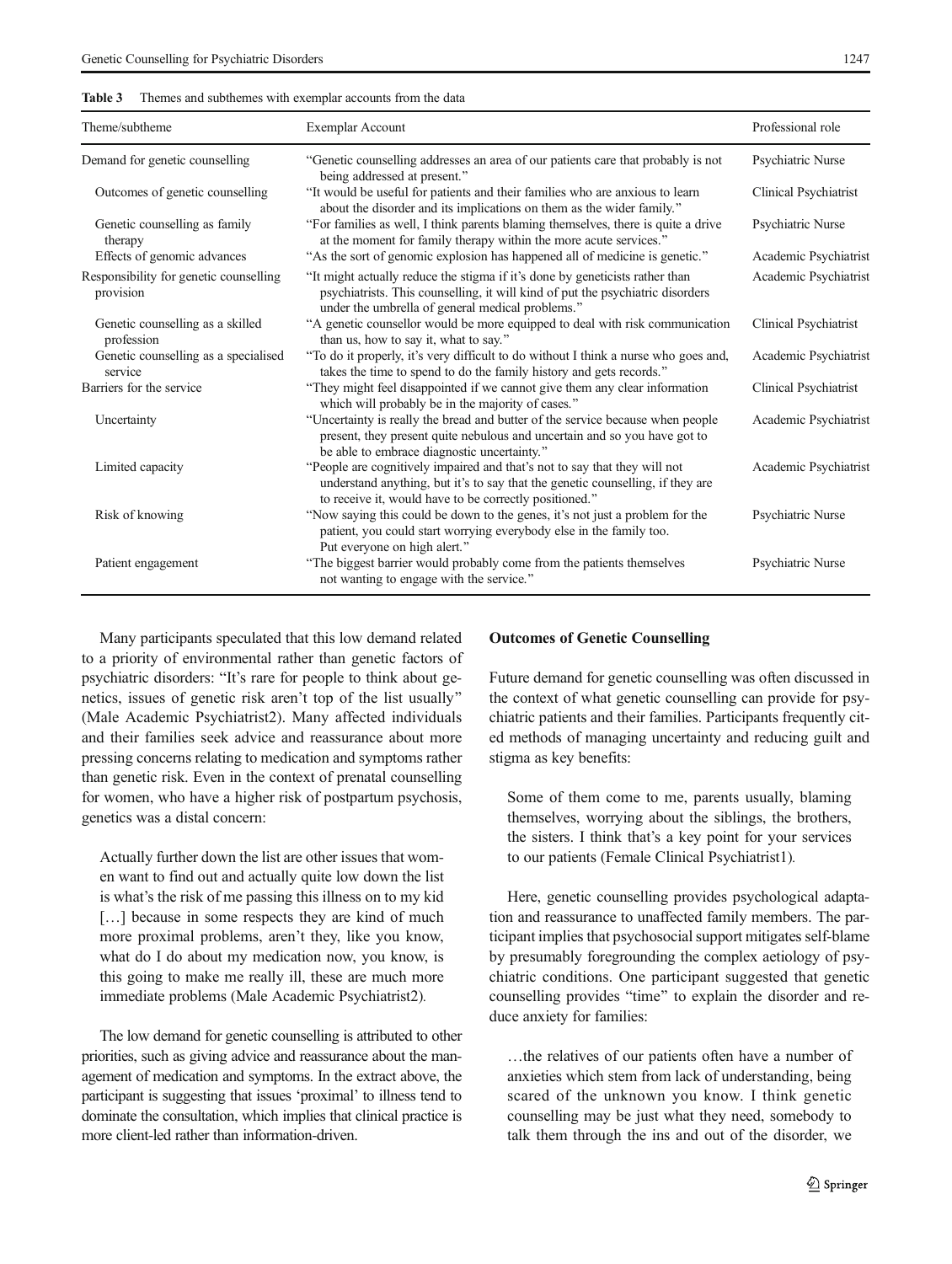**Table 3** Themes and subthemes with exemplar accounts from the data

| Theme/subtheme | Exemplar Account | Professional role |
|---|---|---|
| Demand for genetic counselling | "Genetic counselling addresses an area of our patients care that probably is not being addressed at present." | Psychiatric Nurse |
| Outcomes of genetic counselling | "It would be useful for patients and their families who are anxious to learn about the disorder and its implications on them as the wider family." | Clinical Psychiatrist |
| Genetic counselling as family therapy | "For families as well, I think parents blaming themselves, there is quite a drive at the moment for family therapy within the more acute services." | Psychiatric Nurse |
| Effects of genomic advances | "As the sort of genomic explosion has happened all of medicine is genetic." | Academic Psychiatrist |
| Responsibility for genetic counselling provision | "It might actually reduce the stigma if it's done by geneticists rather than psychiatrists. This counselling, it will kind of put the psychiatric disorders under the umbrella of general medical problems." | Academic Psychiatrist |
| Genetic counselling as a skilled profession | "A genetic counsellor would be more equipped to deal with risk communication than us, how to say it, what to say." | Clinical Psychiatrist |
| Genetic counselling as a specialised service | "To do it properly, it's very difficult to do without I think a nurse who goes and, takes the time to spend to do the family history and gets records." | Academic Psychiatrist |
| Barriers for the service | "They might feel disappointed if we cannot give them any clear information which will probably be in the majority of cases." | Clinical Psychiatrist |
| Uncertainty | "Uncertainty is really the bread and butter of the service because when people present, they present quite nebulous and uncertain and so you have got to be able to embrace diagnostic uncertainty." | Academic Psychiatrist |
| Limited capacity | "People are cognitively impaired and that's not to say that they will not understand anything, but it's to say that the genetic counselling, if they are to receive it, would have to be correctly positioned." | Academic Psychiatrist |
| Risk of knowing | "Now saying this could be down to the genes, it's not just a problem for the patient, you could start worrying everybody else in the family too. Put everyone on high alert." | Psychiatric Nurse |
| Patient engagement | "The biggest barrier would probably come from the patients themselves not wanting to engage with the service." | Psychiatric Nurse |

Many participants speculated that this low demand related to a priority of environmental rather than genetic factors of psychiatric disorders: "It's rare for people to think about genetics, issues of genetic risk aren't top of the list usually" (Male Academic Psychiatrist2). Many affected individuals and their families seek advice and reassurance about more pressing concerns relating to medication and symptoms rather than genetic risk. Even in the context of prenatal counselling for women, who have a higher risk of postpartum psychosis, genetics was a distal concern:

> Actually further down the list are other issues that women want to find out and actually quite low down the list is what's the risk of me passing this illness on to my kid […] because in some respects they are kind of much more proximal problems, aren't they, like you know, what do I do about my medication now, you know, is this going to make me really ill, these are much more immediate problems (Male Academic Psychiatrist2).

The low demand for genetic counselling is attributed to other priorities, such as giving advice and reassurance about the management of medication and symptoms. In the extract above, the participant is suggesting that issues 'proximal' to illness tend to dominate the consultation, which implies that clinical practice is more client-led rather than information-driven.

### Outcomes of Genetic Counselling

Future demand for genetic counselling was often discussed in the context of what genetic counselling can provide for psychiatric patients and their families. Participants frequently cited methods of managing uncertainty and reducing guilt and stigma as key benefits:

> Some of them come to me, parents usually, blaming themselves, worrying about the siblings, the brothers, the sisters. I think that's a key point for your services to our patients (Female Clinical Psychiatrist1).

Here, genetic counselling provides psychological adaptation and reassurance to unaffected family members. The participant implies that psychosocial support mitigates self-blame by presumably foregrounding the complex aetiology of psychiatric conditions. One participant suggested that genetic counselling provides "time" to explain the disorder and reduce anxiety for families:

> …the relatives of our patients often have a number of anxieties which stem from lack of understanding, being scared of the unknown you know. I think genetic counselling may be just what they need, somebody to talk them through the ins and out of the disorder, we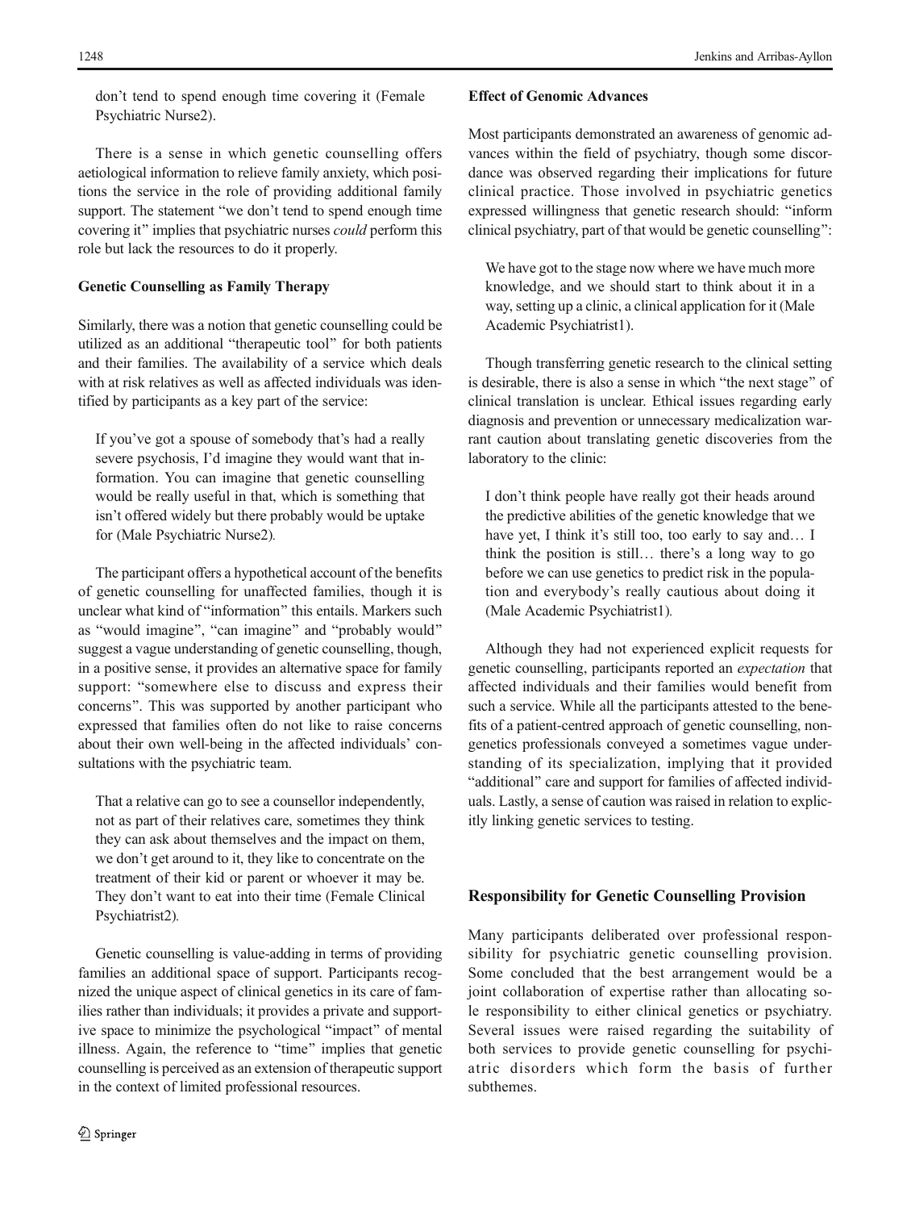don't tend to spend enough time covering it (Female Psychiatric Nurse2).

There is a sense in which genetic counselling offers aetiological information to relieve family anxiety, which positions the service in the role of providing additional family support. The statement "we don't tend to spend enough time covering it" implies that psychiatric nurses *could* perform this role but lack the resources to do it properly.

### Genetic Counselling as Family Therapy

Similarly, there was a notion that genetic counselling could be utilized as an additional "therapeutic tool" for both patients and their families. The availability of a service which deals with at risk relatives as well as affected individuals was identified by participants as a key part of the service:

> If you've got a spouse of somebody that's had a really severe psychosis, I'd imagine they would want that information. You can imagine that genetic counselling would be really useful in that, which is something that isn't offered widely but there probably would be uptake for (Male Psychiatric Nurse2).

The participant offers a hypothetical account of the benefits of genetic counselling for unaffected families, though it is unclear what kind of "information" this entails. Markers such as "would imagine", "can imagine" and "probably would" suggest a vague understanding of genetic counselling, though, in a positive sense, it provides an alternative space for family support: "somewhere else to discuss and express their concerns". This was supported by another participant who expressed that families often do not like to raise concerns about their own well-being in the affected individuals' consultations with the psychiatric team.

> That a relative can go to see a counsellor independently, not as part of their relatives care, sometimes they think they can ask about themselves and the impact on them, we don't get around to it, they like to concentrate on the treatment of their kid or parent or whoever it may be. They don't want to eat into their time (Female Clinical Psychiatrist2).

Genetic counselling is value-adding in terms of providing families an additional space of support. Participants recognized the unique aspect of clinical genetics in its care of families rather than individuals; it provides a private and supportive space to minimize the psychological "impact" of mental illness. Again, the reference to "time" implies that genetic counselling is perceived as an extension of therapeutic support in the context of limited professional resources.

### Effect of Genomic Advances

Most participants demonstrated an awareness of genomic advances within the field of psychiatry, though some discordance was observed regarding their implications for future clinical practice. Those involved in psychiatric genetics expressed willingness that genetic research should: "inform clinical psychiatry, part of that would be genetic counselling":

> We have got to the stage now where we have much more knowledge, and we should start to think about it in a way, setting up a clinic, a clinical application for it (Male Academic Psychiatrist1).

Though transferring genetic research to the clinical setting is desirable, there is also a sense in which "the next stage" of clinical translation is unclear. Ethical issues regarding early diagnosis and prevention or unnecessary medicalization warrant caution about translating genetic discoveries from the laboratory to the clinic:

> I don't think people have really got their heads around the predictive abilities of the genetic knowledge that we have yet, I think it's still too, too early to say and… I think the position is still… there's a long way to go before we can use genetics to predict risk in the population and everybody's really cautious about doing it (Male Academic Psychiatrist1).

Although they had not experienced explicit requests for genetic counselling, participants reported an *expectation* that affected individuals and their families would benefit from such a service. While all the participants attested to the benefits of a patient-centred approach of genetic counselling, non-genetics professionals conveyed a sometimes vague understanding of its specialization, implying that it provided "additional" care and support for families of affected individuals. Lastly, a sense of caution was raised in relation to explicitly linking genetic services to testing.

## Responsibility for Genetic Counselling Provision

Many participants deliberated over professional responsibility for psychiatric genetic counselling provision. Some concluded that the best arrangement would be a joint collaboration of expertise rather than allocating sole responsibility to either clinical genetics or psychiatry. Several issues were raised regarding the suitability of both services to provide genetic counselling for psychiatric disorders which form the basis of further subthemes.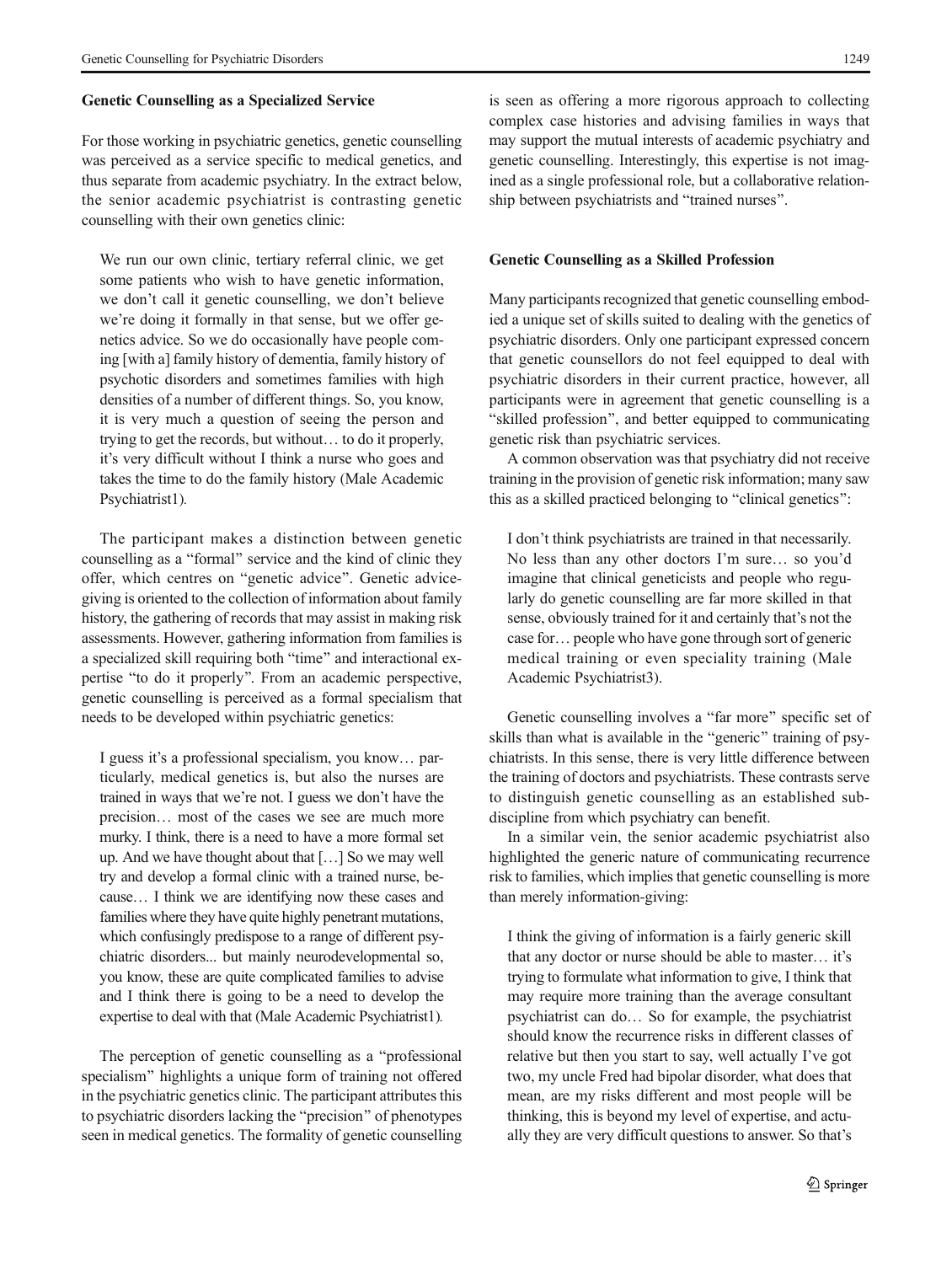## Genetic Counselling as a Specialized Service

For those working in psychiatric genetics, genetic counselling was perceived as a service specific to medical genetics, and thus separate from academic psychiatry. In the extract below, the senior academic psychiatrist is contrasting genetic counselling with their own genetics clinic:

> We run our own clinic, tertiary referral clinic, we get some patients who wish to have genetic information, we don't call it genetic counselling, we don't believe we're doing it formally in that sense, but we offer genetics advice. So we do occasionally have people coming [with a] family history of dementia, family history of psychotic disorders and sometimes families with high densities of a number of different things. So, you know, it is very much a question of seeing the person and trying to get the records, but without… to do it properly, it's very difficult without I think a nurse who goes and takes the time to do the family history (Male Academic Psychiatrist1).

The participant makes a distinction between genetic counselling as a "formal" service and the kind of clinic they offer, which centres on "genetic advice". Genetic advice-giving is oriented to the collection of information about family history, the gathering of records that may assist in making risk assessments. However, gathering information from families is a specialized skill requiring both "time" and interactional expertise "to do it properly". From an academic perspective, genetic counselling is perceived as a formal specialism that needs to be developed within psychiatric genetics:

> I guess it's a professional specialism, you know… particularly, medical genetics is, but also the nurses are trained in ways that we're not. I guess we don't have the precision… most of the cases we see are much more murky. I think, there is a need to have a more formal set up. And we have thought about that […] So we may well try and develop a formal clinic with a trained nurse, because… I think we are identifying now these cases and families where they have quite highly penetrant mutations, which confusingly predispose to a range of different psychiatric disorders... but mainly neurodevelopmental so, you know, these are quite complicated families to advise and I think there is going to be a need to develop the expertise to deal with that (Male Academic Psychiatrist1).

The perception of genetic counselling as a "professional specialism" highlights a unique form of training not offered in the psychiatric genetics clinic. The participant attributes this to psychiatric disorders lacking the "precision" of phenotypes seen in medical genetics. The formality of genetic counselling is seen as offering a more rigorous approach to collecting complex case histories and advising families in ways that may support the mutual interests of academic psychiatry and genetic counselling. Interestingly, this expertise is not imagined as a single professional role, but a collaborative relationship between psychiatrists and "trained nurses".

## Genetic Counselling as a Skilled Profession

Many participants recognized that genetic counselling embodied a unique set of skills suited to dealing with the genetics of psychiatric disorders. Only one participant expressed concern that genetic counsellors do not feel equipped to deal with psychiatric disorders in their current practice, however, all participants were in agreement that genetic counselling is a "skilled profession", and better equipped to communicating genetic risk than psychiatric services.

A common observation was that psychiatry did not receive training in the provision of genetic risk information; many saw this as a skilled practiced belonging to "clinical genetics":

> I don't think psychiatrists are trained in that necessarily. No less than any other doctors I'm sure… so you'd imagine that clinical geneticists and people who regularly do genetic counselling are far more skilled in that sense, obviously trained for it and certainly that's not the case for… people who have gone through sort of generic medical training or even speciality training (Male Academic Psychiatrist3).

Genetic counselling involves a "far more" specific set of skills than what is available in the "generic" training of psychiatrists. In this sense, there is very little difference between the training of doctors and psychiatrists. These contrasts serve to distinguish genetic counselling as an established sub-discipline from which psychiatry can benefit.

In a similar vein, the senior academic psychiatrist also highlighted the generic nature of communicating recurrence risk to families, which implies that genetic counselling is more than merely information-giving:

> I think the giving of information is a fairly generic skill that any doctor or nurse should be able to master… it's trying to formulate what information to give, I think that may require more training than the average consultant psychiatrist can do… So for example, the psychiatrist should know the recurrence risks in different classes of relative but then you start to say, well actually I've got two, my uncle Fred had bipolar disorder, what does that mean, are my risks different and most people will be thinking, this is beyond my level of expertise, and actually they are very difficult questions to answer. So that's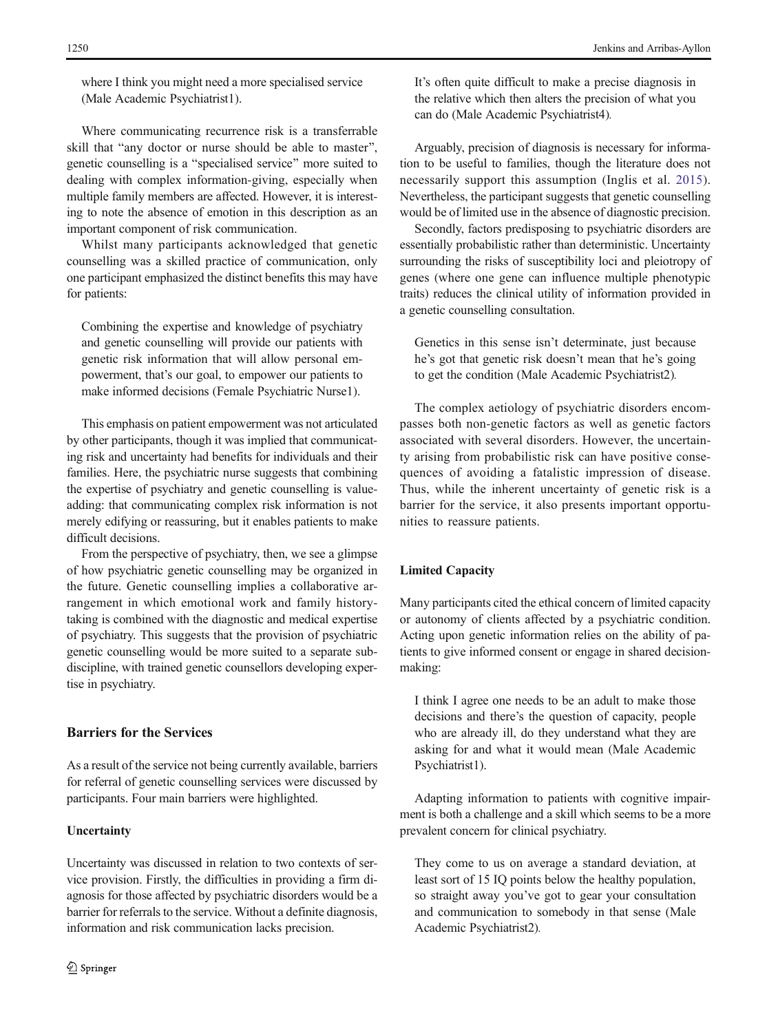where I think you might need a more specialised service (Male Academic Psychiatrist1).

Where communicating recurrence risk is a transferrable skill that "any doctor or nurse should be able to master", genetic counselling is a "specialised service" more suited to dealing with complex information-giving, especially when multiple family members are affected. However, it is interesting to note the absence of emotion in this description as an important component of risk communication.

Whilst many participants acknowledged that genetic counselling was a skilled practice of communication, only one participant emphasized the distinct benefits this may have for patients:

> Combining the expertise and knowledge of psychiatry and genetic counselling will provide our patients with genetic risk information that will allow personal empowerment, that's our goal, to empower our patients to make informed decisions (Female Psychiatric Nurse1).

This emphasis on patient empowerment was not articulated by other participants, though it was implied that communicating risk and uncertainty had benefits for individuals and their families. Here, the psychiatric nurse suggests that combining the expertise of psychiatry and genetic counselling is value-adding: that communicating complex risk information is not merely edifying or reassuring, but it enables patients to make difficult decisions.

From the perspective of psychiatry, then, we see a glimpse of how psychiatric genetic counselling may be organized in the future. Genetic counselling implies a collaborative arrangement in which emotional work and family history-taking is combined with the diagnostic and medical expertise of psychiatry. This suggests that the provision of psychiatric genetic counselling would be more suited to a separate sub-discipline, with trained genetic counsellors developing expertise in psychiatry.

## Barriers for the Services

As a result of the service not being currently available, barriers for referral of genetic counselling services were discussed by participants. Four main barriers were highlighted.

### Uncertainty

Uncertainty was discussed in relation to two contexts of service provision. Firstly, the difficulties in providing a firm diagnosis for those affected by psychiatric disorders would be a barrier for referrals to the service. Without a definite diagnosis, information and risk communication lacks precision.

> It's often quite difficult to make a precise diagnosis in the relative which then alters the precision of what you can do (Male Academic Psychiatrist4).

Arguably, precision of diagnosis is necessary for information to be useful to families, though the literature does not necessarily support this assumption (Inglis et al. 2015). Nevertheless, the participant suggests that genetic counselling would be of limited use in the absence of diagnostic precision.

Secondly, factors predisposing to psychiatric disorders are essentially probabilistic rather than deterministic. Uncertainty surrounding the risks of susceptibility loci and pleiotropy of genes (where one gene can influence multiple phenotypic traits) reduces the clinical utility of information provided in a genetic counselling consultation.

> Genetics in this sense isn't determinate, just because he's got that genetic risk doesn't mean that he's going to get the condition (Male Academic Psychiatrist2).

The complex aetiology of psychiatric disorders encompasses both non-genetic factors as well as genetic factors associated with several disorders. However, the uncertainty arising from probabilistic risk can have positive consequences of avoiding a fatalistic impression of disease. Thus, while the inherent uncertainty of genetic risk is a barrier for the service, it also presents important opportunities to reassure patients.

### Limited Capacity

Many participants cited the ethical concern of limited capacity or autonomy of clients affected by a psychiatric condition. Acting upon genetic information relies on the ability of patients to give informed consent or engage in shared decision-making:

> I think I agree one needs to be an adult to make those decisions and there's the question of capacity, people who are already ill, do they understand what they are asking for and what it would mean (Male Academic Psychiatrist1).

Adapting information to patients with cognitive impairment is both a challenge and a skill which seems to be a more prevalent concern for clinical psychiatry.

> They come to us on average a standard deviation, at least sort of 15 IQ points below the healthy population, so straight away you've got to gear your consultation and communication to somebody in that sense (Male Academic Psychiatrist2).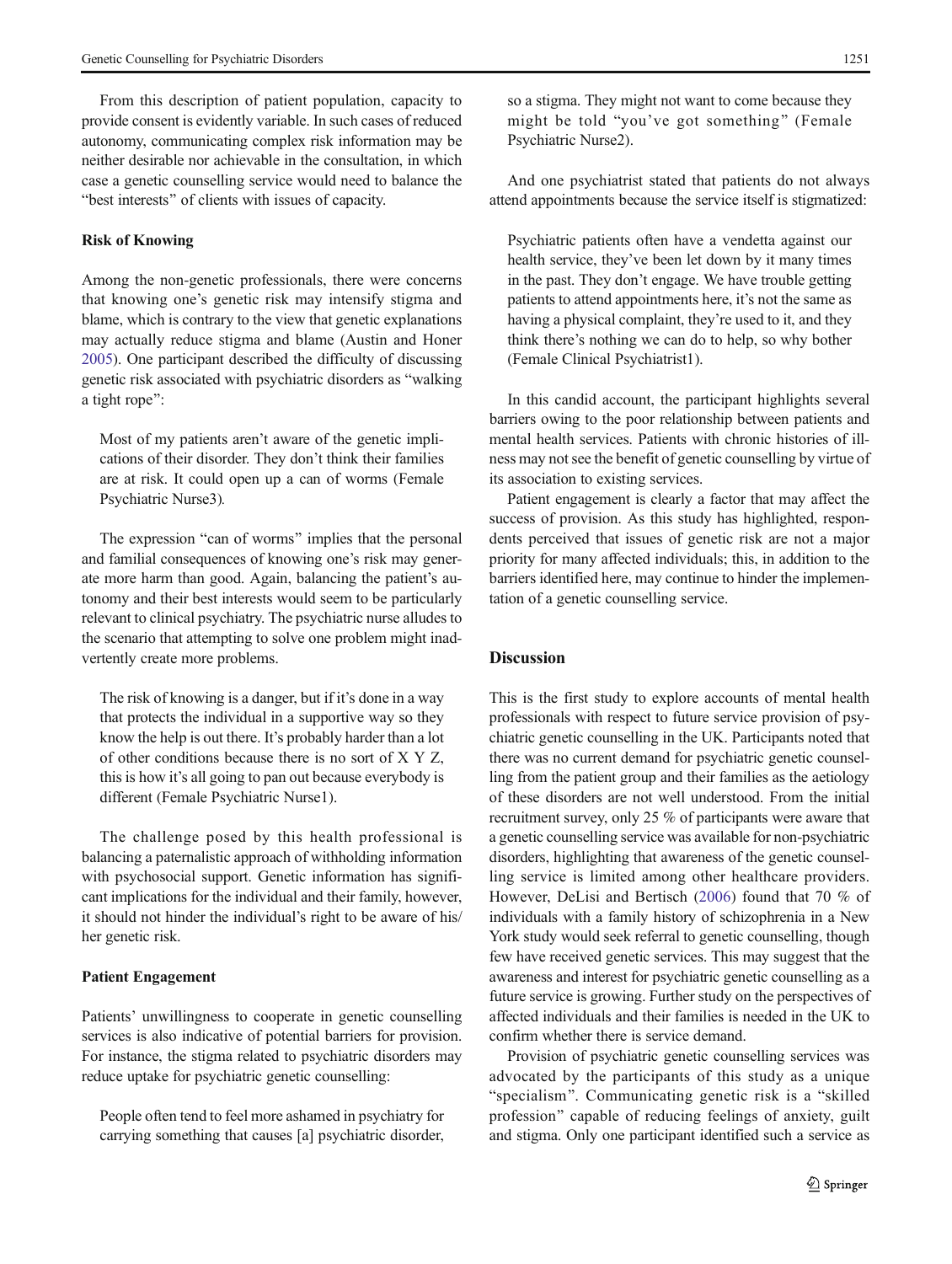From this description of patient population, capacity to provide consent is evidently variable. In such cases of reduced autonomy, communicating complex risk information may be neither desirable nor achievable in the consultation, in which case a genetic counselling service would need to balance the "best interests" of clients with issues of capacity.

### Risk of Knowing

Among the non-genetic professionals, there were concerns that knowing one's genetic risk may intensify stigma and blame, which is contrary to the view that genetic explanations may actually reduce stigma and blame (Austin and Honer 2005). One participant described the difficulty of discussing genetic risk associated with psychiatric disorders as "walking a tight rope":

> Most of my patients aren't aware of the genetic implications of their disorder. They don't think their families are at risk. It could open up a can of worms (Female Psychiatric Nurse3).

The expression "can of worms" implies that the personal and familial consequences of knowing one's risk may generate more harm than good. Again, balancing the patient's autonomy and their best interests would seem to be particularly relevant to clinical psychiatry. The psychiatric nurse alludes to the scenario that attempting to solve one problem might inadvertently create more problems.

> The risk of knowing is a danger, but if it's done in a way that protects the individual in a supportive way so they know the help is out there. It's probably harder than a lot of other conditions because there is no sort of X Y Z, this is how it's all going to pan out because everybody is different (Female Psychiatric Nurse1).

The challenge posed by this health professional is balancing a paternalistic approach of withholding information with psychosocial support. Genetic information has significant implications for the individual and their family, however, it should not hinder the individual's right to be aware of his/her genetic risk.

### Patient Engagement

Patients' unwillingness to cooperate in genetic counselling services is also indicative of potential barriers for provision. For instance, the stigma related to psychiatric disorders may reduce uptake for psychiatric genetic counselling:

> People often tend to feel more ashamed in psychiatry for carrying something that causes [a] psychiatric disorder, so a stigma. They might not want to come because they might be told "you've got something" (Female Psychiatric Nurse2).

And one psychiatrist stated that patients do not always attend appointments because the service itself is stigmatized:

> Psychiatric patients often have a vendetta against our health service, they've been let down by it many times in the past. They don't engage. We have trouble getting patients to attend appointments here, it's not the same as having a physical complaint, they're used to it, and they think there's nothing we can do to help, so why bother (Female Clinical Psychiatrist1).

In this candid account, the participant highlights several barriers owing to the poor relationship between patients and mental health services. Patients with chronic histories of illness may not see the benefit of genetic counselling by virtue of its association to existing services.

Patient engagement is clearly a factor that may affect the success of provision. As this study has highlighted, respondents perceived that issues of genetic risk are not a major priority for many affected individuals; this, in addition to the barriers identified here, may continue to hinder the implementation of a genetic counselling service.

## Discussion

This is the first study to explore accounts of mental health professionals with respect to future service provision of psychiatric genetic counselling in the UK. Participants noted that there was no current demand for psychiatric genetic counselling from the patient group and their families as the aetiology of these disorders are not well understood. From the initial recruitment survey, only 25 % of participants were aware that a genetic counselling service was available for non-psychiatric disorders, highlighting that awareness of the genetic counselling service is limited among other healthcare providers. However, DeLisi and Bertisch (2006) found that 70 % of individuals with a family history of schizophrenia in a New York study would seek referral to genetic counselling, though few have received genetic services. This may suggest that the awareness and interest for psychiatric genetic counselling as a future service is growing. Further study on the perspectives of affected individuals and their families is needed in the UK to confirm whether there is service demand.

Provision of psychiatric genetic counselling services was advocated by the participants of this study as a unique "specialism". Communicating genetic risk is a "skilled profession" capable of reducing feelings of anxiety, guilt and stigma. Only one participant identified such a service as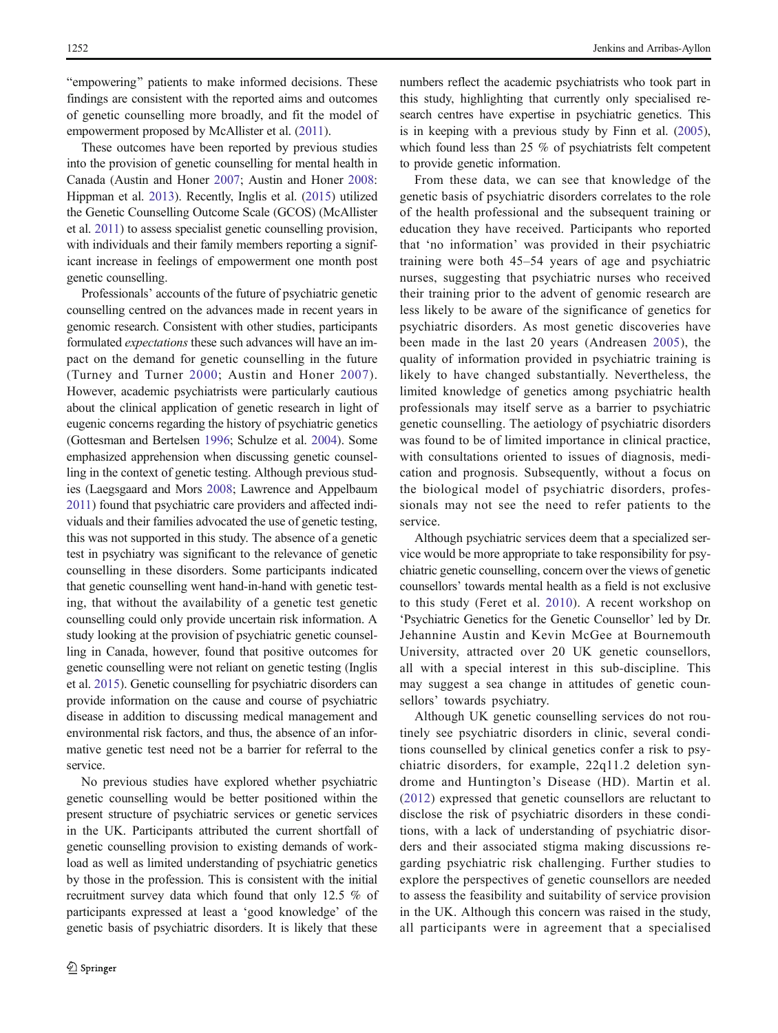"empowering" patients to make informed decisions. These findings are consistent with the reported aims and outcomes of genetic counselling more broadly, and fit the model of empowerment proposed by McAllister et al. (2011).

These outcomes have been reported by previous studies into the provision of genetic counselling for mental health in Canada (Austin and Honer 2007; Austin and Honer 2008: Hippman et al. 2013). Recently, Inglis et al. (2015) utilized the Genetic Counselling Outcome Scale (GCOS) (McAllister et al. 2011) to assess specialist genetic counselling provision, with individuals and their family members reporting a significant increase in feelings of empowerment one month post genetic counselling.

Professionals' accounts of the future of psychiatric genetic counselling centred on the advances made in recent years in genomic research. Consistent with other studies, participants formulated *expectations* these such advances will have an impact on the demand for genetic counselling in the future (Turney and Turner 2000; Austin and Honer 2007). However, academic psychiatrists were particularly cautious about the clinical application of genetic research in light of eugenic concerns regarding the history of psychiatric genetics (Gottesman and Bertelsen 1996; Schulze et al. 2004). Some emphasized apprehension when discussing genetic counselling in the context of genetic testing. Although previous studies (Laegsgaard and Mors 2008; Lawrence and Appelbaum 2011) found that psychiatric care providers and affected individuals and their families advocated the use of genetic testing, this was not supported in this study. The absence of a genetic test in psychiatry was significant to the relevance of genetic counselling in these disorders. Some participants indicated that genetic counselling went hand-in-hand with genetic testing, that without the availability of a genetic test genetic counselling could only provide uncertain risk information. A study looking at the provision of psychiatric genetic counselling in Canada, however, found that positive outcomes for genetic counselling were not reliant on genetic testing (Inglis et al. 2015). Genetic counselling for psychiatric disorders can provide information on the cause and course of psychiatric disease in addition to discussing medical management and environmental risk factors, and thus, the absence of an informative genetic test need not be a barrier for referral to the service.

No previous studies have explored whether psychiatric genetic counselling would be better positioned within the present structure of psychiatric services or genetic services in the UK. Participants attributed the current shortfall of genetic counselling provision to existing demands of workload as well as limited understanding of psychiatric genetics by those in the profession. This is consistent with the initial recruitment survey data which found that only 12.5 % of participants expressed at least a 'good knowledge' of the genetic basis of psychiatric disorders. It is likely that these numbers reflect the academic psychiatrists who took part in this study, highlighting that currently only specialised research centres have expertise in psychiatric genetics. This is in keeping with a previous study by Finn et al. (2005), which found less than 25 % of psychiatrists felt competent to provide genetic information.

From these data, we can see that knowledge of the genetic basis of psychiatric disorders correlates to the role of the health professional and the subsequent training or education they have received. Participants who reported that 'no information' was provided in their psychiatric training were both 45–54 years of age and psychiatric nurses, suggesting that psychiatric nurses who received their training prior to the advent of genomic research are less likely to be aware of the significance of genetics for psychiatric disorders. As most genetic discoveries have been made in the last 20 years (Andreasen 2005), the quality of information provided in psychiatric training is likely to have changed substantially. Nevertheless, the limited knowledge of genetics among psychiatric health professionals may itself serve as a barrier to psychiatric genetic counselling. The aetiology of psychiatric disorders was found to be of limited importance in clinical practice, with consultations oriented to issues of diagnosis, medication and prognosis. Subsequently, without a focus on the biological model of psychiatric disorders, professionals may not see the need to refer patients to the service.

Although psychiatric services deem that a specialized service would be more appropriate to take responsibility for psychiatric genetic counselling, concern over the views of genetic counsellors' towards mental health as a field is not exclusive to this study (Feret et al. 2010). A recent workshop on 'Psychiatric Genetics for the Genetic Counsellor' led by Dr. Jehannine Austin and Kevin McGee at Bournemouth University, attracted over 20 UK genetic counsellors, all with a special interest in this sub-discipline. This may suggest a sea change in attitudes of genetic counsellors' towards psychiatry.

Although UK genetic counselling services do not routinely see psychiatric disorders in clinic, several conditions counselled by clinical genetics confer a risk to psychiatric disorders, for example, 22q11.2 deletion syndrome and Huntington's Disease (HD). Martin et al. (2012) expressed that genetic counsellors are reluctant to disclose the risk of psychiatric disorders in these conditions, with a lack of understanding of psychiatric disorders and their associated stigma making discussions regarding psychiatric risk challenging. Further studies to explore the perspectives of genetic counsellors are needed to assess the feasibility and suitability of service provision in the UK. Although this concern was raised in the study, all participants were in agreement that a specialised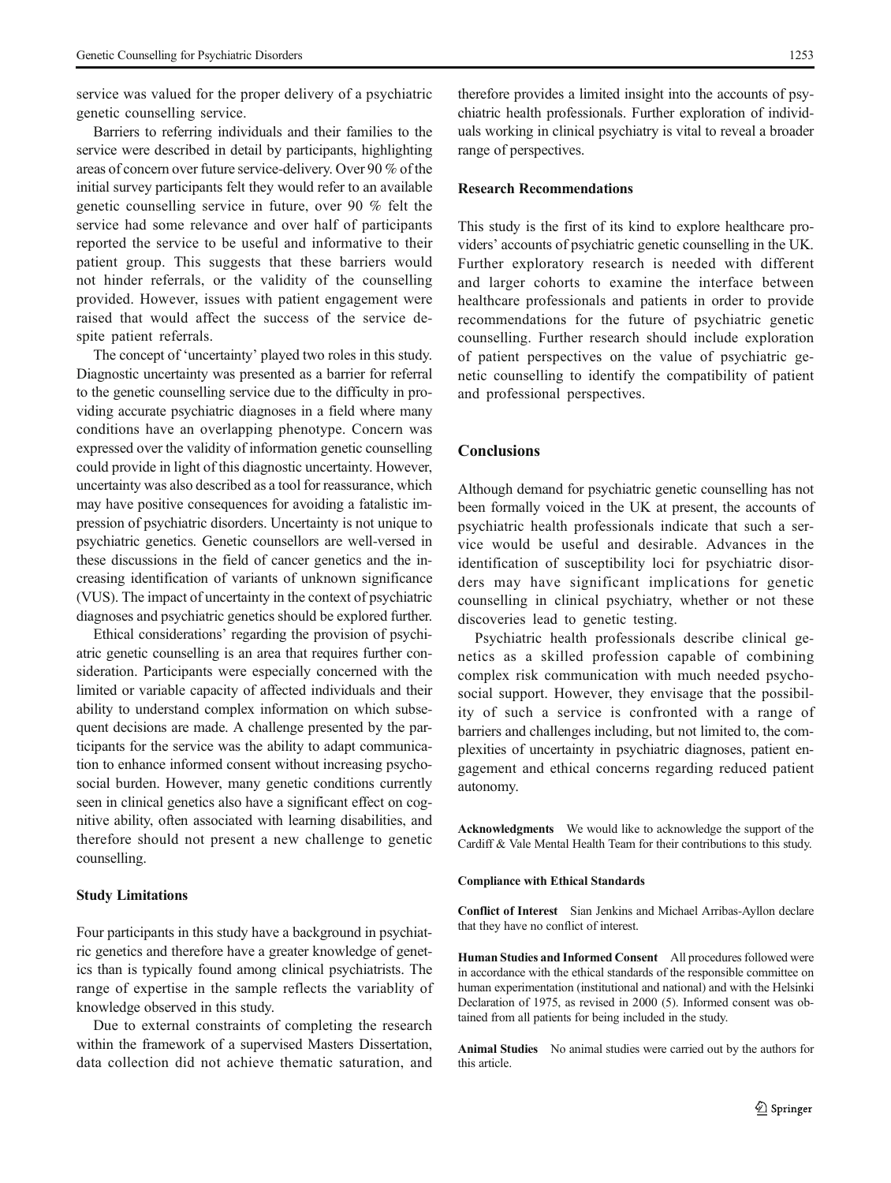service was valued for the proper delivery of a psychiatric genetic counselling service.

Barriers to referring individuals and their families to the service were described in detail by participants, highlighting areas of concern over future service-delivery. Over 90 % of the initial survey participants felt they would refer to an available genetic counselling service in future, over 90 % felt the service had some relevance and over half of participants reported the service to be useful and informative to their patient group. This suggests that these barriers would not hinder referrals, or the validity of the counselling provided. However, issues with patient engagement were raised that would affect the success of the service despite patient referrals.

The concept of 'uncertainty' played two roles in this study. Diagnostic uncertainty was presented as a barrier for referral to the genetic counselling service due to the difficulty in providing accurate psychiatric diagnoses in a field where many conditions have an overlapping phenotype. Concern was expressed over the validity of information genetic counselling could provide in light of this diagnostic uncertainty. However, uncertainty was also described as a tool for reassurance, which may have positive consequences for avoiding a fatalistic impression of psychiatric disorders. Uncertainty is not unique to psychiatric genetics. Genetic counsellors are well-versed in these discussions in the field of cancer genetics and the increasing identification of variants of unknown significance (VUS). The impact of uncertainty in the context of psychiatric diagnoses and psychiatric genetics should be explored further.

Ethical considerations' regarding the provision of psychiatric genetic counselling is an area that requires further consideration. Participants were especially concerned with the limited or variable capacity of affected individuals and their ability to understand complex information on which subsequent decisions are made. A challenge presented by the participants for the service was the ability to adapt communication to enhance informed consent without increasing psychosocial burden. However, many genetic conditions currently seen in clinical genetics also have a significant effect on cognitive ability, often associated with learning disabilities, and therefore should not present a new challenge to genetic counselling.

### Study Limitations

Four participants in this study have a background in psychiatric genetics and therefore have a greater knowledge of genetics than is typically found among clinical psychiatrists. The range of expertise in the sample reflects the variablity of knowledge observed in this study.

Due to external constraints of completing the research within the framework of a supervised Masters Dissertation, data collection did not achieve thematic saturation, and therefore provides a limited insight into the accounts of psychiatric health professionals. Further exploration of individuals working in clinical psychiatry is vital to reveal a broader range of perspectives.

### Research Recommendations

This study is the first of its kind to explore healthcare providers' accounts of psychiatric genetic counselling in the UK. Further exploratory research is needed with different and larger cohorts to examine the interface between healthcare professionals and patients in order to provide recommendations for the future of psychiatric genetic counselling. Further research should include exploration of patient perspectives on the value of psychiatric genetic counselling to identify the compatibility of patient and professional perspectives.

## Conclusions

Although demand for psychiatric genetic counselling has not been formally voiced in the UK at present, the accounts of psychiatric health professionals indicate that such a service would be useful and desirable. Advances in the identification of susceptibility loci for psychiatric disorders may have significant implications for genetic counselling in clinical psychiatry, whether or not these discoveries lead to genetic testing.

Psychiatric health professionals describe clinical genetics as a skilled profession capable of combining complex risk communication with much needed psychosocial support. However, they envisage that the possibility of such a service is confronted with a range of barriers and challenges including, but not limited to, the complexities of uncertainty in psychiatric diagnoses, patient engagement and ethical concerns regarding reduced patient autonomy.

**Acknowledgments** We would like to acknowledge the support of the Cardiff & Vale Mental Health Team for their contributions to this study.

**Compliance with Ethical Standards**

**Conflict of Interest** Sian Jenkins and Michael Arribas-Ayllon declare that they have no conflict of interest.

**Human Studies and Informed Consent** All procedures followed were in accordance with the ethical standards of the responsible committee on human experimentation (institutional and national) and with the Helsinki Declaration of 1975, as revised in 2000 (5). Informed consent was obtained from all patients for being included in the study.

**Animal Studies** No animal studies were carried out by the authors for this article.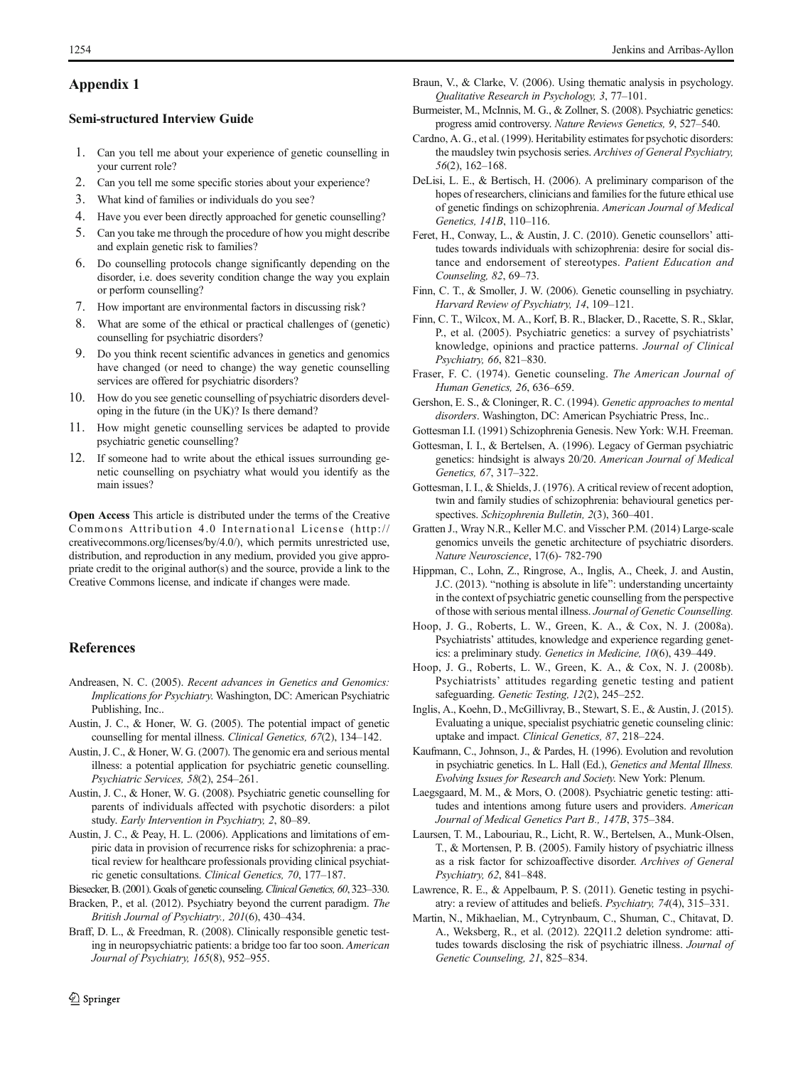## Appendix 1

### Semi-structured Interview Guide

1. Can you tell me about your experience of genetic counselling in your current role?
2. Can you tell me some specific stories about your experience?
3. What kind of families or individuals do you see?
4. Have you ever been directly approached for genetic counselling?
5. Can you take me through the procedure of how you might describe and explain genetic risk to families?
6. Do counselling protocols change significantly depending on the disorder, i.e. does severity condition change the way you explain or perform counselling?
7. How important are environmental factors in discussing risk?
8. What are some of the ethical or practical challenges of (genetic) counselling for psychiatric disorders?
9. Do you think recent scientific advances in genetics and genomics have changed (or need to change) the way genetic counselling services are offered for psychiatric disorders?
10. How do you see genetic counselling of psychiatric disorders developing in the future (in the UK)? Is there demand?
11. How might genetic counselling services be adapted to provide psychiatric genetic counselling?
12. If someone had to write about the ethical issues surrounding genetic counselling on psychiatry what would you identify as the main issues?

**Open Access** This article is distributed under the terms of the Creative Commons Attribution 4.0 International License (http://creativecommons.org/licenses/by/4.0/), which permits unrestricted use, distribution, and reproduction in any medium, provided you give appropriate credit to the original author(s) and the source, provide a link to the Creative Commons license, and indicate if changes were made.

## References

Andreasen, N. C. (2005). *Recent advances in Genetics and Genomics: Implications for Psychiatry.* Washington, DC: American Psychiatric Publishing, Inc..

Austin, J. C., & Honer, W. G. (2005). The potential impact of genetic counselling for mental illness. *Clinical Genetics, 67*(2), 134–142.

Austin, J. C., & Honer, W. G. (2007). The genomic era and serious mental illness: a potential application for psychiatric genetic counselling. *Psychiatric Services, 58*(2), 254–261.

Austin, J. C., & Honer, W. G. (2008). Psychiatric genetic counselling for parents of individuals affected with psychotic disorders: a pilot study. *Early Intervention in Psychiatry, 2*, 80–89.

Austin, J. C., & Peay, H. L. (2006). Applications and limitations of empiric data in provision of recurrence risks for schizophrenia: a practical review for healthcare professionals providing clinical psychiatric genetic consultations. *Clinical Genetics, 70*, 177–187.

Biesecker, B. (2001). Goals of genetic counseling. *Clinical Genetics, 60*, 323–330.

Bracken, P., et al. (2012). Psychiatry beyond the current paradigm. *The British Journal of Psychiatry., 201*(6), 430–434.

Braff, D. L., & Freedman, R. (2008). Clinically responsible genetic testing in neuropsychiatric patients: a bridge too far too soon. *American Journal of Psychiatry, 165*(8), 952–955.

Braun, V., & Clarke, V. (2006). Using thematic analysis in psychology. *Qualitative Research in Psychology, 3*, 77–101.

Burmeister, M., McInnis, M. G., & Zollner, S. (2008). Psychiatric genetics: progress amid controversy. *Nature Reviews Genetics, 9*, 527–540.

Cardno, A. G., et al. (1999). Heritability estimates for psychotic disorders: the maudsley twin psychosis series. *Archives of General Psychiatry, 56*(2), 162–168.

DeLisi, L. E., & Bertisch, H. (2006). A preliminary comparison of the hopes of researchers, clinicians and families for the future ethical use of genetic findings on schizophrenia. *American Journal of Medical Genetics, 141B*, 110–116.

Feret, H., Conway, L., & Austin, J. C. (2010). Genetic counsellors' attitudes towards individuals with schizophrenia: desire for social distance and endorsement of stereotypes. *Patient Education and Counseling, 82*, 69–73.

Finn, C. T., & Smoller, J. W. (2006). Genetic counselling in psychiatry. *Harvard Review of Psychiatry, 14*, 109–121.

Finn, C. T., Wilcox, M. A., Korf, B. R., Blacker, D., Racette, S. R., Sklar, P., et al. (2005). Psychiatric genetics: a survey of psychiatrists' knowledge, opinions and practice patterns. *Journal of Clinical Psychiatry, 66*, 821–830.

Fraser, F. C. (1974). Genetic counseling. *The American Journal of Human Genetics, 26*, 636–659.

Gershon, E. S., & Cloninger, R. C. (1994). *Genetic approaches to mental disorders*. Washington, DC: American Psychiatric Press, Inc..

Gottesman I.I. (1991) Schizophrenia Genesis. New York: W.H. Freeman.

Gottesman, I. I., & Bertelsen, A. (1996). Legacy of German psychiatric genetics: hindsight is always 20/20. *American Journal of Medical Genetics, 67*, 317–322.

Gottesman, I. I., & Shields, J. (1976). A critical review of recent adoption, twin and family studies of schizophrenia: behavioural genetics perspectives. *Schizophrenia Bulletin, 2*(3), 360–401.

Gratten J., Wray N.R., Keller M.C. and Visscher P.M. (2014) Large-scale genomics unveils the genetic architecture of psychiatric disorders. *Nature Neuroscience*, 17(6)- 782-790

Hippman, C., Lohn, Z., Ringrose, A., Inglis, A., Cheek, J. and Austin, J.C. (2013). "nothing is absolute in life": understanding uncertainty in the context of psychiatric genetic counselling from the perspective of those with serious mental illness. *Journal of Genetic Counselling.*

Hoop, J. G., Roberts, L. W., Green, K. A., & Cox, N. J. (2008a). Psychiatrists' attitudes, knowledge and experience regarding genetics: a preliminary study. *Genetics in Medicine, 10*(6), 439–449.

Hoop, J. G., Roberts, L. W., Green, K. A., & Cox, N. J. (2008b). Psychiatrists' attitudes regarding genetic testing and patient safeguarding. *Genetic Testing, 12*(2), 245–252.

Inglis, A., Koehn, D., McGillivray, B., Stewart, S. E., & Austin, J. (2015). Evaluating a unique, specialist psychiatric genetic counseling clinic: uptake and impact. *Clinical Genetics, 87*, 218–224.

Kaufmann, C., Johnson, J., & Pardes, H. (1996). Evolution and revolution in psychiatric genetics. In L. Hall (Ed.), *Genetics and Mental Illness. Evolving Issues for Research and Society.* New York: Plenum.

Laegsgaard, M. M., & Mors, O. (2008). Psychiatric genetic testing: attitudes and intentions among future users and providers. *American Journal of Medical Genetics Part B., 147B*, 375–384.

Laursen, T. M., Labouriau, R., Licht, R. W., Bertelsen, A., Munk-Olsen, T., & Mortensen, P. B. (2005). Family history of psychiatric illness as a risk factor for schizoaffective disorder. *Archives of General Psychiatry, 62*, 841–848.

Lawrence, R. E., & Appelbaum, P. S. (2011). Genetic testing in psychiatry: a review of attitudes and beliefs. *Psychiatry, 74*(4), 315–331.

Martin, N., Mikhaelian, M., Cytrynbaum, C., Shuman, C., Chitavat, D. A., Weksberg, R., et al. (2012). 22Q11.2 deletion syndrome: attitudes towards disclosing the risk of psychiatric illness. *Journal of Genetic Counseling, 21*, 825–834.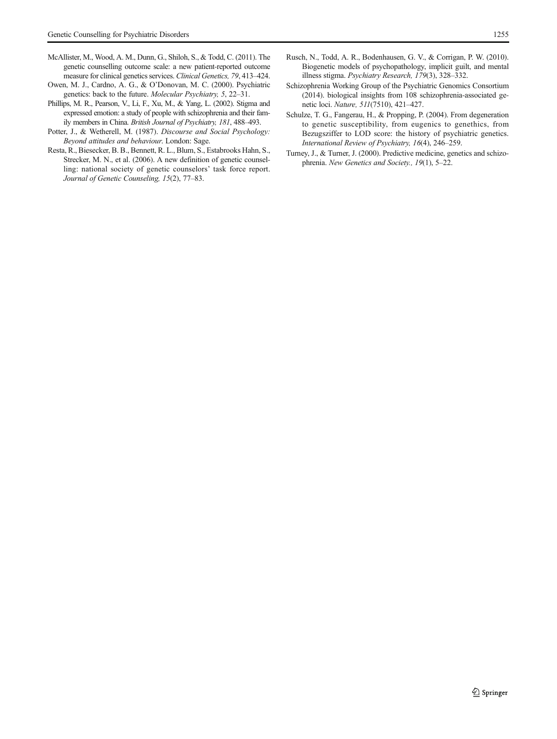McAllister, M., Wood, A. M., Dunn, G., Shiloh, S., & Todd, C. (2011). The genetic counselling outcome scale: a new patient-reported outcome measure for clinical genetics services. *Clinical Genetics, 79*, 413–424.

Owen, M. J., Cardno, A. G., & O'Donovan, M. C. (2000). Psychiatric genetics: back to the future. *Molecular Psychiatry, 5*, 22–31.

Phillips, M. R., Pearson, V., Li, F., Xu, M., & Yang, L. (2002). Stigma and expressed emotion: a study of people with schizophrenia and their family members in China. *British Journal of Psychiatry, 181*, 488–493.

Potter, J., & Wetherell, M. (1987). *Discourse and Social Psychology: Beyond attitudes and behaviour*. London: Sage.

Resta, R., Biesecker, B. B., Bennett, R. L., Blum, S., Estabrooks Hahn, S., Strecker, M. N., et al. (2006). A new definition of genetic counselling: national society of genetic counselors' task force report. *Journal of Genetic Counseling, 15*(2), 77–83.

Rusch, N., Todd, A. R., Bodenhausen, G. V., & Corrigan, P. W. (2010). Biogenetic models of psychopathology, implicit guilt, and mental illness stigma. *Psychiatry Research, 179*(3), 328–332.

Schizophrenia Working Group of the Psychiatric Genomics Consortium (2014). biological insights from 108 schizophrenia-associated genetic loci. *Nature, 511*(7510), 421–427.

Schulze, T. G., Fangerau, H., & Propping, P. (2004). From degeneration to genetic susceptibility, from eugenics to genethics, from Bezugsziffer to LOD score: the history of psychiatric genetics. *International Review of Psychiatry, 16*(4), 246–259.

Turney, J., & Turner, J. (2000). Predictive medicine, genetics and schizophrenia. *New Genetics and Society., 19*(1), 5–22.